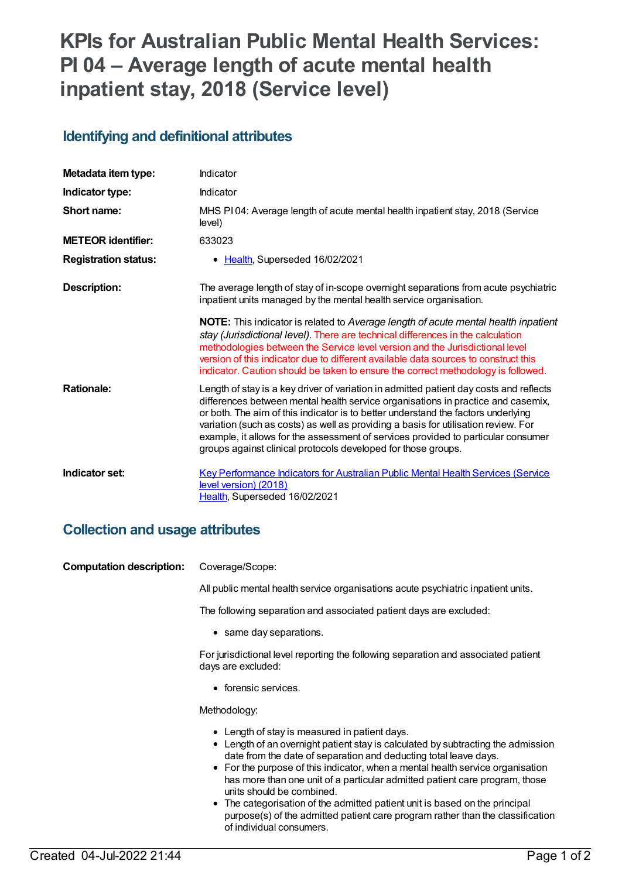# KPIs for Australian Public Mental Health Services: PI 04 – Average length of acute mental health inpatient stay, 2018 (Service level)

## Identifying and definitional attributes

| | |
|---|---|
| **Metadata item type:** | Indicator |
| **Indicator type:** | Indicator |
| **Short name:** | MHS PI 04: Average length of acute mental health inpatient stay, 2018 (Service level) |
| **METEOR identifier:** | 633023 |
| **Registration status:** | • Health, Superseded 16/02/2021 |
| **Description:** | The average length of stay of in-scope overnight separations from acute psychiatric inpatient units managed by the mental health service organisation. |

**NOTE:** This indicator is related to *Average length of acute mental health inpatient stay (Jurisdictional level)*. There are technical differences in the calculation methodologies between the Service level version and the Jurisdictional level version of this indicator due to different available data sources to construct this indicator. Caution should be taken to ensure the correct methodology is followed.

**Rationale:**

Length of stay is a key driver of variation in admitted patient day costs and reflects differences between mental health service organisations in practice and casemix, or both. The aim of this indicator is to better understand the factors underlying variation (such as costs) as well as providing a basis for utilisation review. For example, it allows for the assessment of services provided to particular consumer groups against clinical protocols developed for those groups.

**Indicator set:**

Key Performance Indicators for Australian Public Mental Health Services (Service level version) (2018)
Health, Superseded 16/02/2021

## Collection and usage attributes

**Computation description:**

Coverage/Scope:

All public mental health service organisations acute psychiatric inpatient units.

The following separation and associated patient days are excluded:

- same day separations.

For jurisdictional level reporting the following separation and associated patient days are excluded:

- forensic services.

Methodology:

- Length of stay is measured in patient days.
- Length of an overnight patient stay is calculated by subtracting the admission date from the date of separation and deducting total leave days.
- For the purpose of this indicator, when a mental health service organisation has more than one unit of a particular admitted patient care program, those units should be combined.
- The categorisation of the admitted patient unit is based on the principal purpose(s) of the admitted patient care program rather than the classification of individual consumers.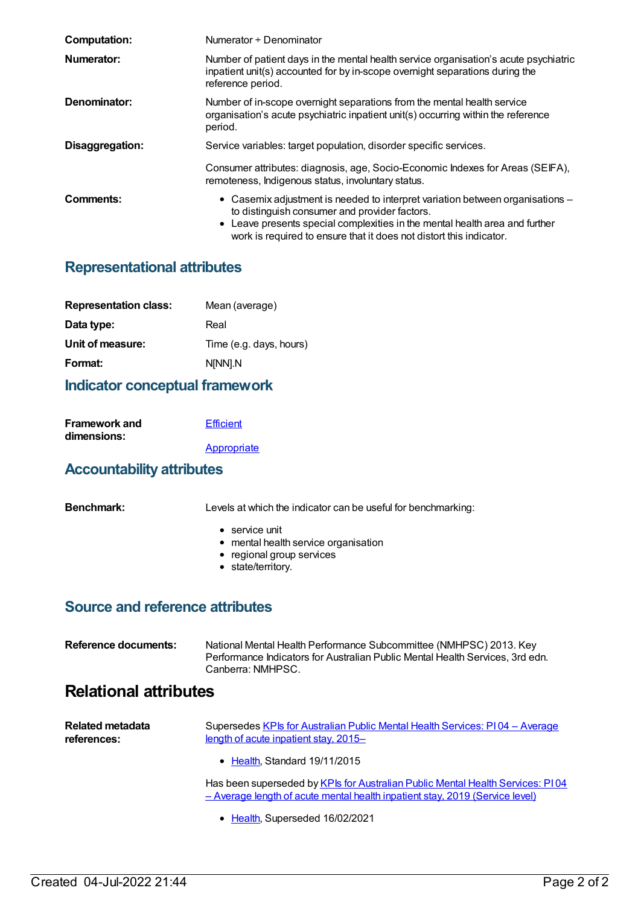**Computation:** Numerator ÷ Denominator

**Numerator:** Number of patient days in the mental health service organisation's acute psychiatric inpatient unit(s) accounted for by in-scope overnight separations during the reference period.

**Denominator:** Number of in-scope overnight separations from the mental health service organisation's acute psychiatric inpatient unit(s) occurring within the reference period.

**Disaggregation:** Service variables: target population, disorder specific services.

Consumer attributes: diagnosis, age, Socio-Economic Indexes for Areas (SEIFA), remoteness, Indigenous status, involuntary status.

**Comments:**

- Casemix adjustment is needed to interpret variation between organisations – to distinguish consumer and provider factors.
- Leave presents special complexities in the mental health area and further work is required to ensure that it does not distort this indicator.

## Representational attributes

**Representation class:** Mean (average)

**Data type:** Real

**Unit of measure:** Time (e.g. days, hours)

**Format:** N[NN].N

## Indicator conceptual framework

**Framework and dimensions:** Efficient

Appropriate

## Accountability attributes

**Benchmark:** Levels at which the indicator can be useful for benchmarking:

- service unit
- mental health service organisation
- regional group services
- state/territory.

## Source and reference attributes

**Reference documents:** National Mental Health Performance Subcommittee (NMHPSC) 2013. Key Performance Indicators for Australian Public Mental Health Services, 3rd edn. Canberra: NMHPSC.

# Relational attributes

**Related metadata references:** Supersedes KPIs for Australian Public Mental Health Services: PI 04 – Average length of acute inpatient stay, 2015–

- Health, Standard 19/11/2015

Has been superseded by KPIs for Australian Public Mental Health Services: PI 04 – Average length of acute mental health inpatient stay, 2019 (Service level)

- Health, Superseded 16/02/2021